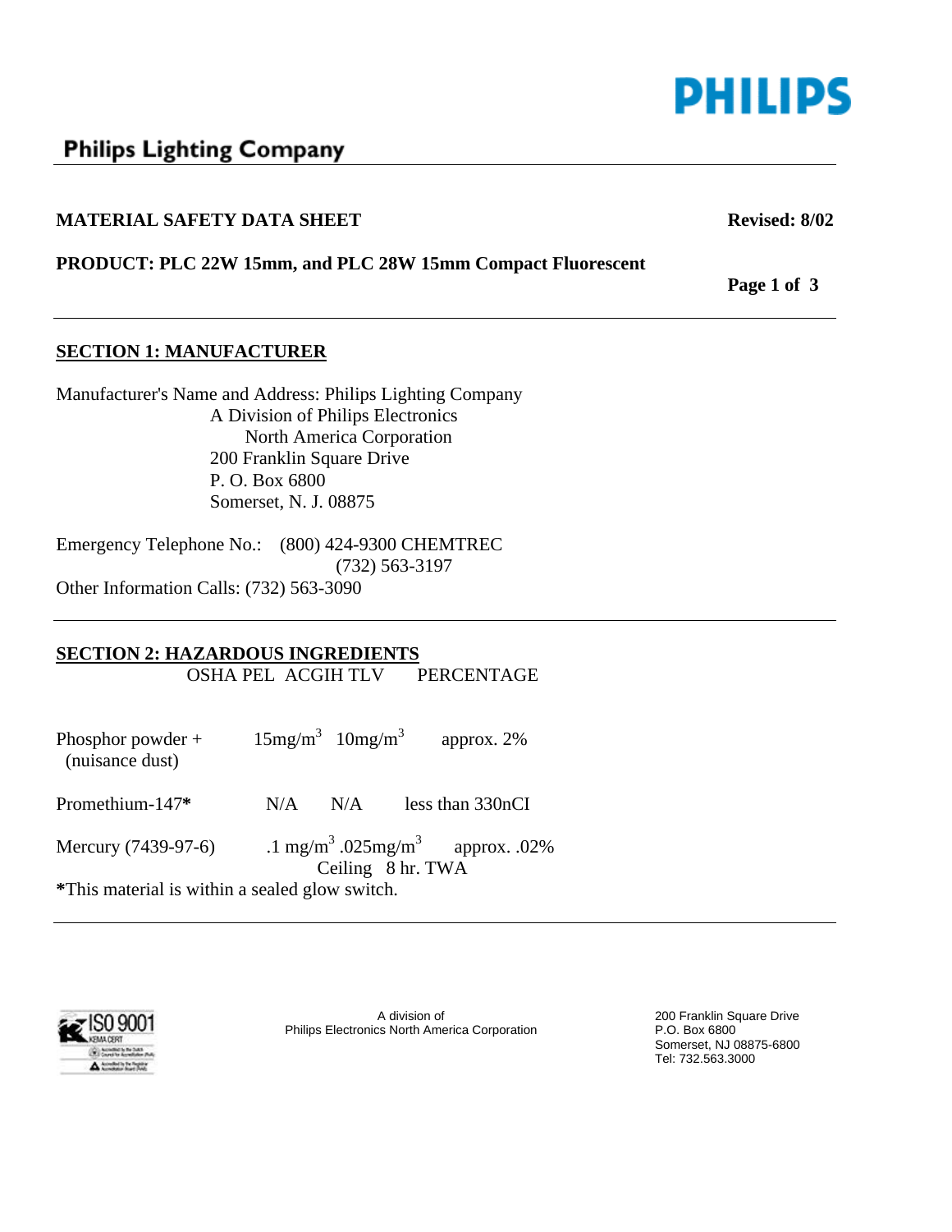# Philips Lighting Company

**MATERIAL SAFETY DATA SHEET** **Revised: 8/02**

**PRODUCT: PLC 22W 15mm, and PLC 28W 15mm Compact Fluorescent**

## SECTION 1: MANUFACTURER

Manufacturer's Name and Address: Philips Lighting Company
A Division of Philips Electronics
North America Corporation
200 Franklin Square Drive
P. O. Box 6800
Somerset, N. J. 08875

Emergency Telephone No.: (800) 424-9300 CHEMTREC
(732) 563-3197

Other Information Calls: (732) 563-3090

## SECTION 2: HAZARDOUS INGREDIENTS

| | OSHA PEL | ACGIH TLV | PERCENTAGE |
|---|---|---|---|
| Phosphor powder + (nuisance dust) | 15mg/$m^3$ | 10mg/$m^3$ | approx. 2% |
| Promethium-147* | N/A | N/A | less than 330nCI |
| Mercury (7439-97-6) | .1 mg/$m^3$ Ceiling | .025mg/$m^3$ 8 hr. TWA | approx. .02% |

*This material is within a sealed glow switch.

A division of Philips Electronics North America Corporation

200 Franklin Square Drive
P.O. Box 6800
Somerset, NJ 08875-6800
Tel: 732.563.3000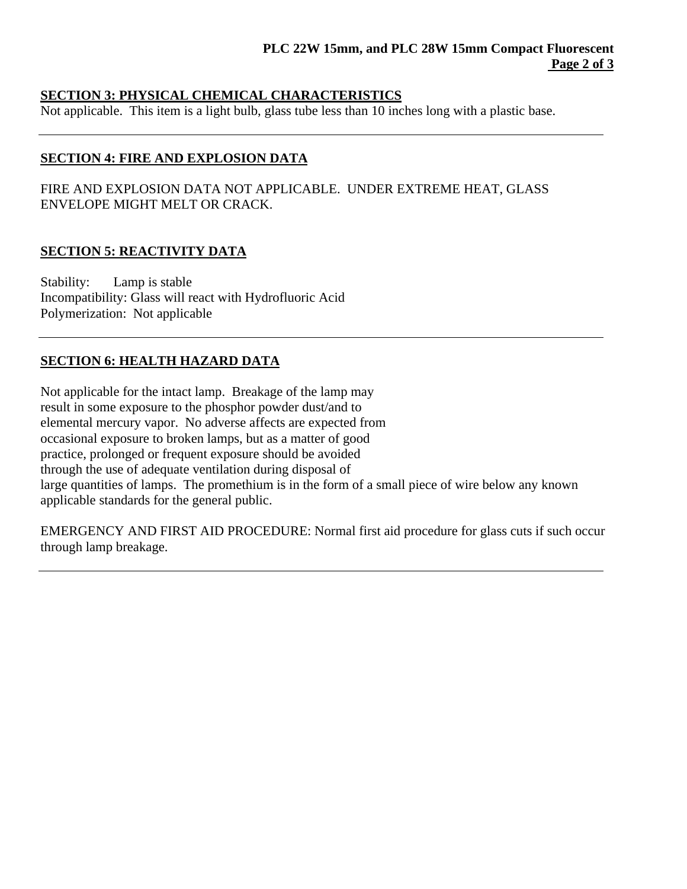## SECTION 3: PHYSICAL CHEMICAL CHARACTERISTICS

Not applicable. This item is a light bulb, glass tube less than 10 inches long with a plastic base.

---

## SECTION 4: FIRE AND EXPLOSION DATA

FIRE AND EXPLOSION DATA NOT APPLICABLE. UNDER EXTREME HEAT, GLASS ENVELOPE MIGHT MELT OR CRACK.

## SECTION 5: REACTIVITY DATA

Stability: Lamp is stable
Incompatibility: Glass will react with Hydrofluoric Acid
Polymerization: Not applicable

---

## SECTION 6: HEALTH HAZARD DATA

Not applicable for the intact lamp. Breakage of the lamp may result in some exposure to the phosphor powder dust/and to elemental mercury vapor. No adverse affects are expected from occasional exposure to broken lamps, but as a matter of good practice, prolonged or frequent exposure should be avoided through the use of adequate ventilation during disposal of large quantities of lamps. The promethium is in the form of a small piece of wire below any known applicable standards for the general public.

EMERGENCY AND FIRST AID PROCEDURE: Normal first aid procedure for glass cuts if such occur through lamp breakage.

---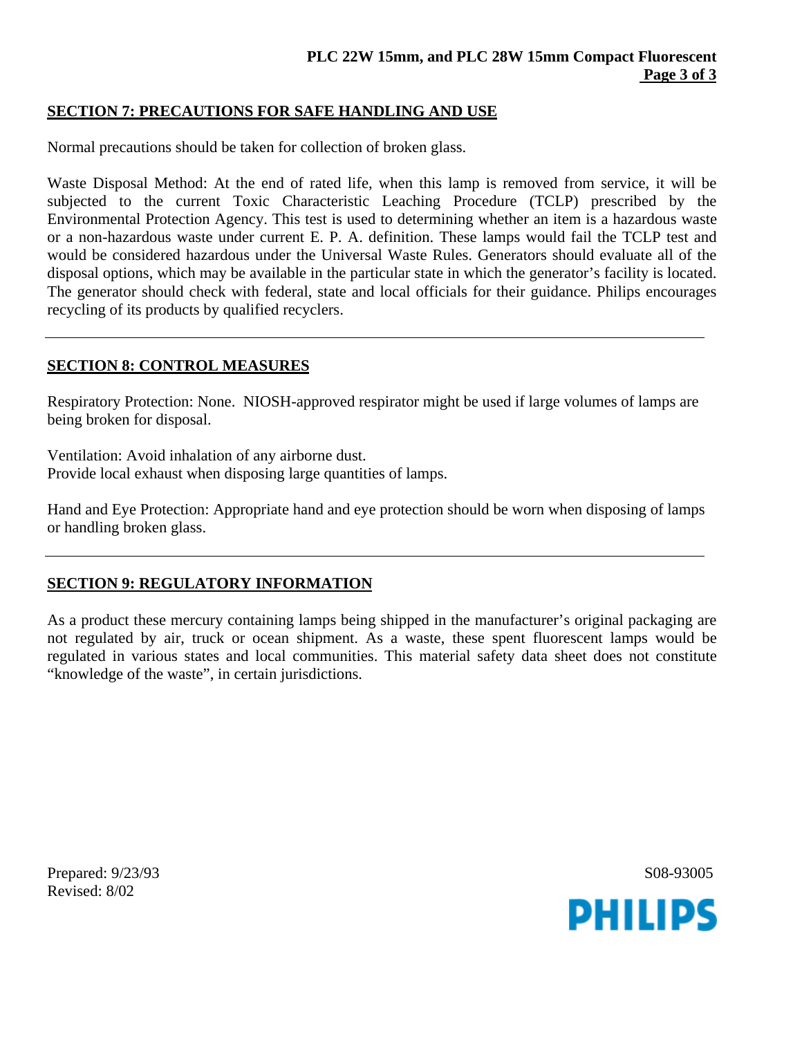## SECTION 7: PRECAUTIONS FOR SAFE HANDLING AND USE

Normal precautions should be taken for collection of broken glass.

Waste Disposal Method: At the end of rated life, when this lamp is removed from service, it will be subjected to the current Toxic Characteristic Leaching Procedure (TCLP) prescribed by the Environmental Protection Agency. This test is used to determining whether an item is a hazardous waste or a non-hazardous waste under current E. P. A. definition. These lamps would fail the TCLP test and would be considered hazardous under the Universal Waste Rules. Generators should evaluate all of the disposal options, which may be available in the particular state in which the generator's facility is located. The generator should check with federal, state and local officials for their guidance. Philips encourages recycling of its products by qualified recyclers.

---

## SECTION 8: CONTROL MEASURES

Respiratory Protection: None. NIOSH-approved respirator might be used if large volumes of lamps are being broken for disposal.

Ventilation: Avoid inhalation of any airborne dust.
Provide local exhaust when disposing large quantities of lamps.

Hand and Eye Protection: Appropriate hand and eye protection should be worn when disposing of lamps or handling broken glass.

---

## SECTION 9: REGULATORY INFORMATION

As a product these mercury containing lamps being shipped in the manufacturer's original packaging are not regulated by air, truck or ocean shipment. As a waste, these spent fluorescent lamps would be regulated in various states and local communities. This material safety data sheet does not constitute "knowledge of the waste", in certain jurisdictions.

Prepared: 9/23/93
Revised: 8/02

S08-93005

PHILIPS